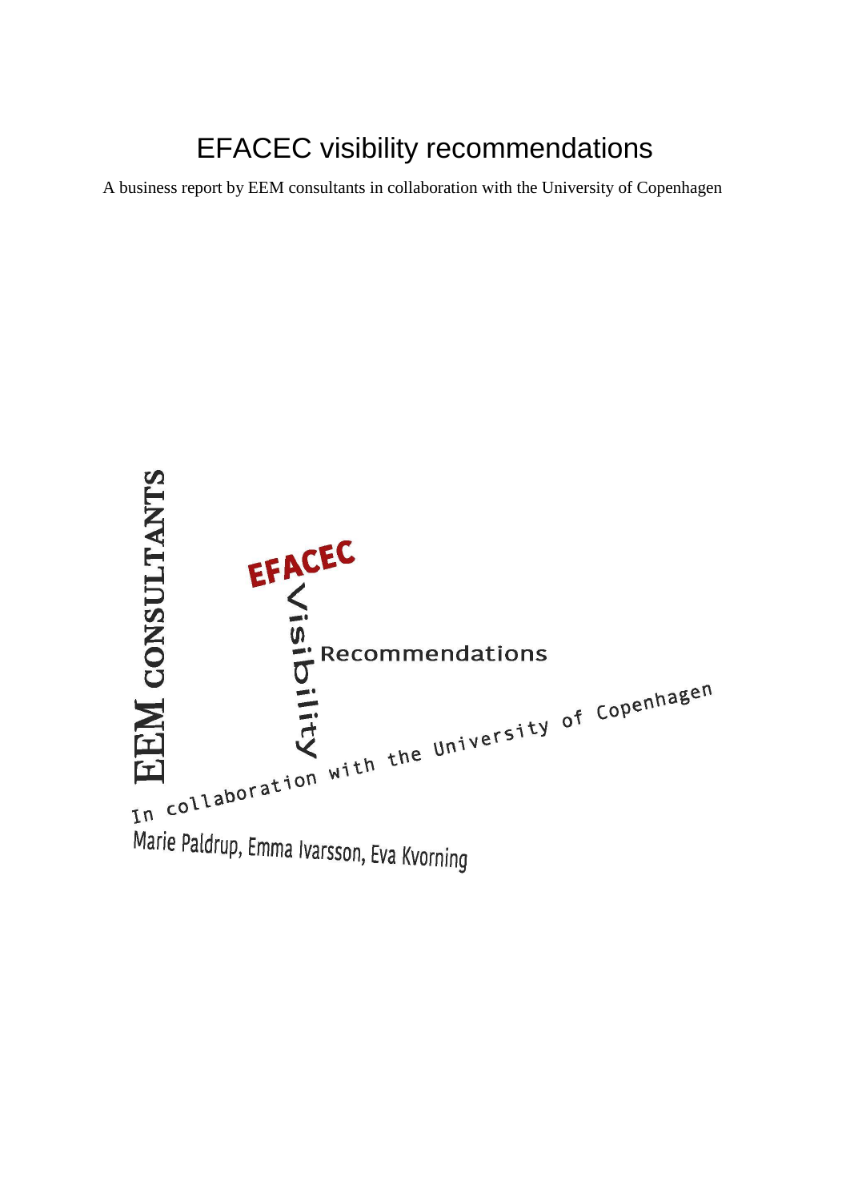# EFACEC visibility recommendations

A business report by EEM consultants in collaboration with the University of Copenhagen

EEM CONSULTANTS

EFACEC

Visibility

Recommendations

In collaboration with the University of Copenhagen

Marie Paldrup, Emma Ivarsson, Eva Kvorning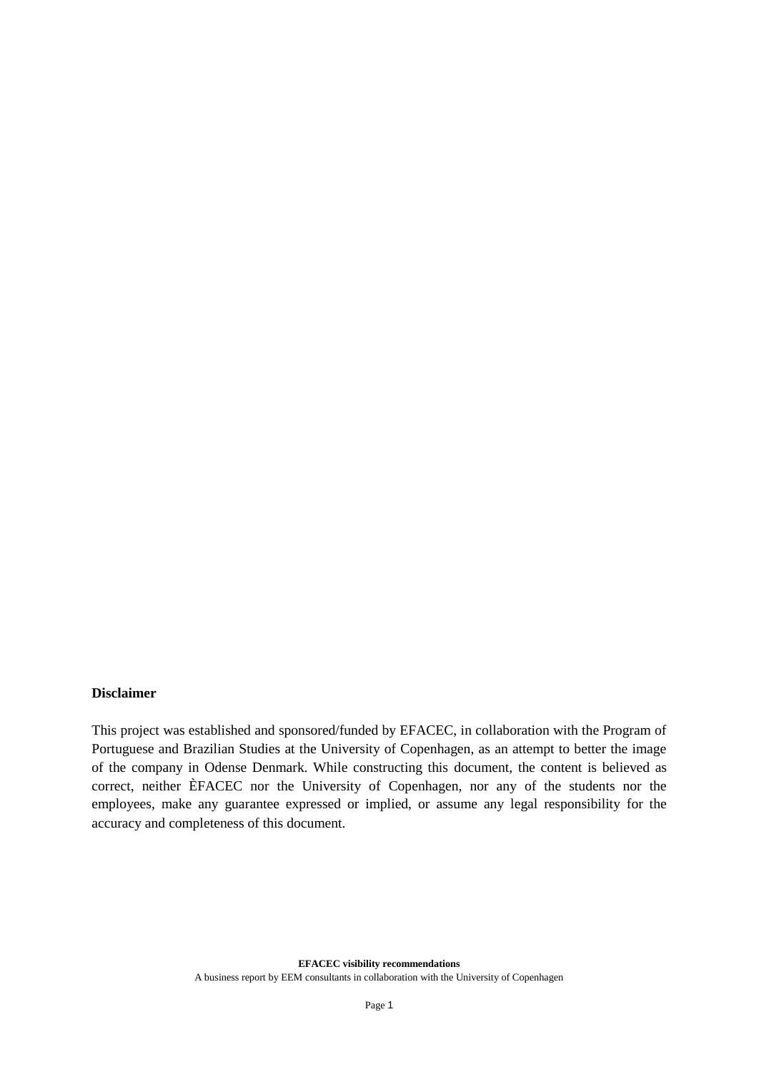**Disclaimer**

This project was established and sponsored/funded by EFACEC, in collaboration with the Program of Portuguese and Brazilian Studies at the University of Copenhagen, as an attempt to better the image of the company in Odense Denmark. While constructing this document, the content is believed as correct, neither ÈFACEC nor the University of Copenhagen, nor any of the students nor the employees, make any guarantee expressed or implied, or assume any legal responsibility for the accuracy and completeness of this document.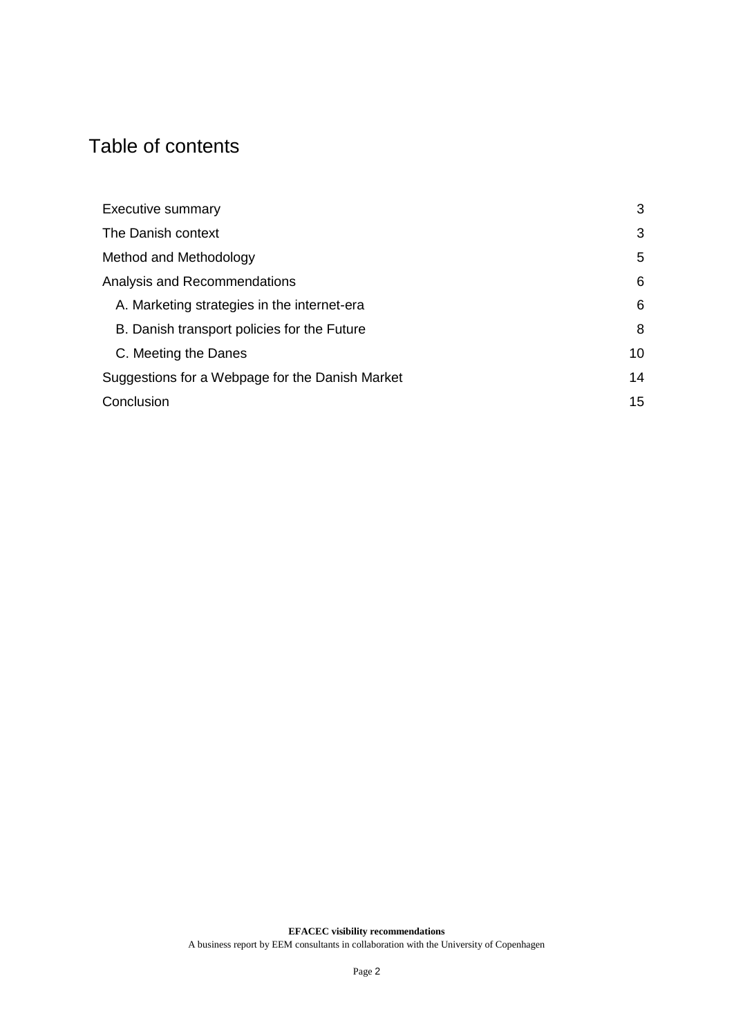# Table of contents

- Executive summary 3
- The Danish context 3
- Method and Methodology 5
- Analysis and Recommendations 6
  - A. Marketing strategies in the internet-era 6
  - B. Danish transport policies for the Future 8
  - C. Meeting the Danes 10
- Suggestions for a Webpage for the Danish Market 14
- Conclusion 15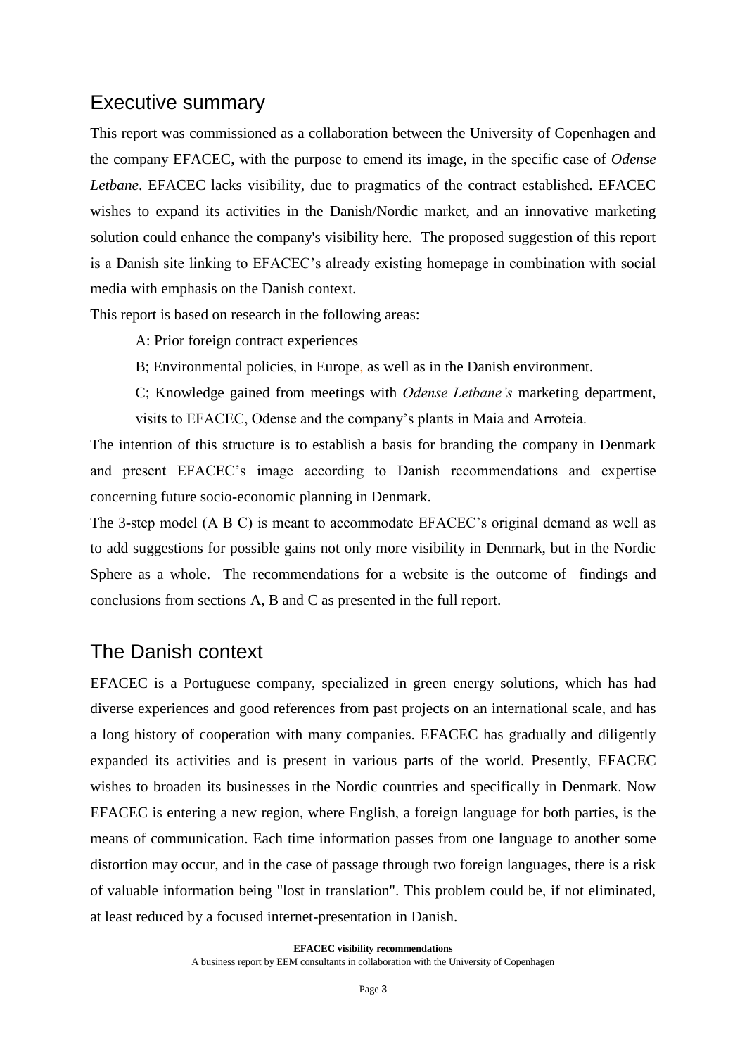## Executive summary

This report was commissioned as a collaboration between the University of Copenhagen and the company EFACEC, with the purpose to emend its image, in the specific case of *Odense Letbane*. EFACEC lacks visibility, due to pragmatics of the contract established. EFACEC wishes to expand its activities in the Danish/Nordic market, and an innovative marketing solution could enhance the company's visibility here. The proposed suggestion of this report is a Danish site linking to EFACEC's already existing homepage in combination with social media with emphasis on the Danish context.

This report is based on research in the following areas:

A: Prior foreign contract experiences

B; Environmental policies, in Europe, as well as in the Danish environment.

C; Knowledge gained from meetings with *Odense Letbane's* marketing department, visits to EFACEC, Odense and the company's plants in Maia and Arroteia.

The intention of this structure is to establish a basis for branding the company in Denmark and present EFACEC's image according to Danish recommendations and expertise concerning future socio-economic planning in Denmark.

The 3-step model (A B C) is meant to accommodate EFACEC's original demand as well as to add suggestions for possible gains not only more visibility in Denmark, but in the Nordic Sphere as a whole. The recommendations for a website is the outcome of findings and conclusions from sections A, B and C as presented in the full report.

## The Danish context

EFACEC is a Portuguese company, specialized in green energy solutions, which has had diverse experiences and good references from past projects on an international scale, and has a long history of cooperation with many companies. EFACEC has gradually and diligently expanded its activities and is present in various parts of the world. Presently, EFACEC wishes to broaden its businesses in the Nordic countries and specifically in Denmark. Now EFACEC is entering a new region, where English, a foreign language for both parties, is the means of communication. Each time information passes from one language to another some distortion may occur, and in the case of passage through two foreign languages, there is a risk of valuable information being "lost in translation". This problem could be, if not eliminated, at least reduced by a focused internet-presentation in Danish.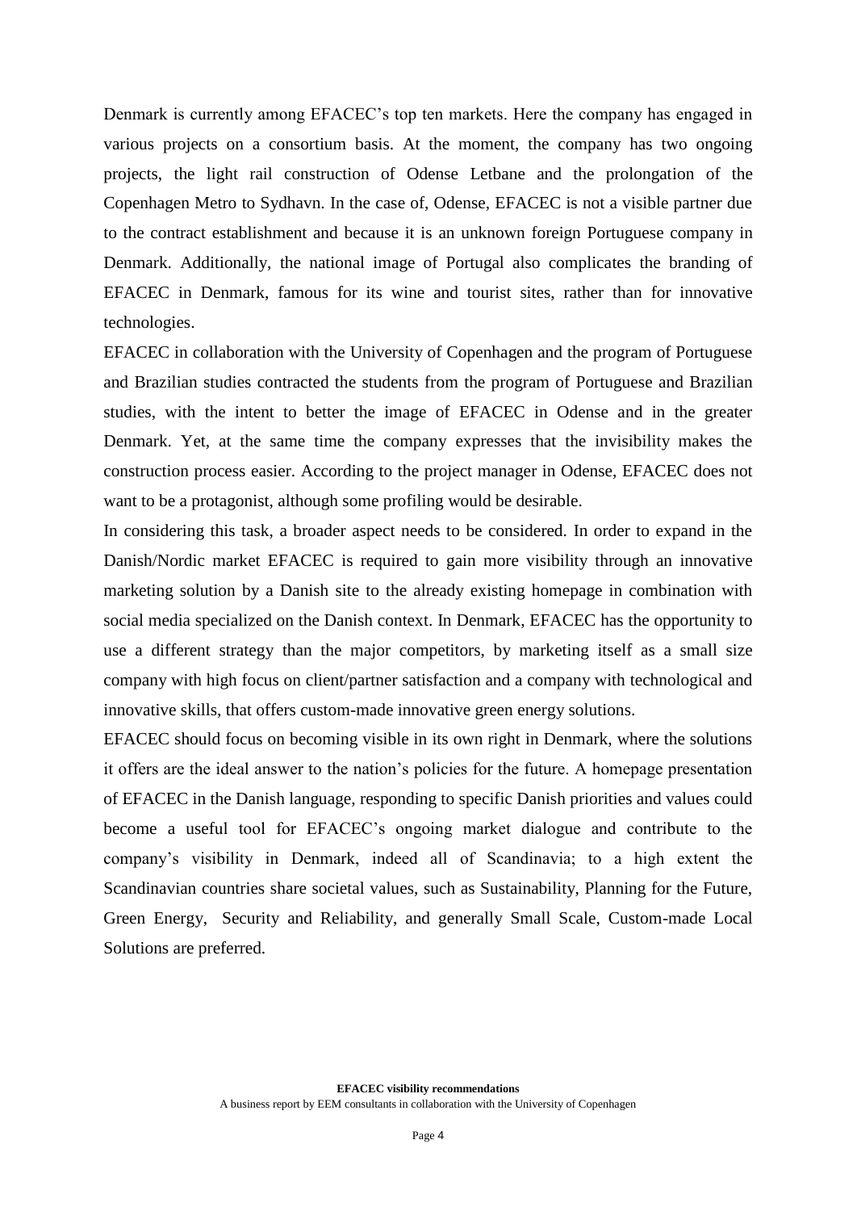Denmark is currently among EFACEC's top ten markets. Here the company has engaged in various projects on a consortium basis. At the moment, the company has two ongoing projects, the light rail construction of Odense Letbane and the prolongation of the Copenhagen Metro to Sydhavn. In the case of, Odense, EFACEC is not a visible partner due to the contract establishment and because it is an unknown foreign Portuguese company in Denmark. Additionally, the national image of Portugal also complicates the branding of EFACEC in Denmark, famous for its wine and tourist sites, rather than for innovative technologies.

EFACEC in collaboration with the University of Copenhagen and the program of Portuguese and Brazilian studies contracted the students from the program of Portuguese and Brazilian studies, with the intent to better the image of EFACEC in Odense and in the greater Denmark. Yet, at the same time the company expresses that the invisibility makes the construction process easier. According to the project manager in Odense, EFACEC does not want to be a protagonist, although some profiling would be desirable.

In considering this task, a broader aspect needs to be considered. In order to expand in the Danish/Nordic market EFACEC is required to gain more visibility through an innovative marketing solution by a Danish site to the already existing homepage in combination with social media specialized on the Danish context. In Denmark, EFACEC has the opportunity to use a different strategy than the major competitors, by marketing itself as a small size company with high focus on client/partner satisfaction and a company with technological and innovative skills, that offers custom-made innovative green energy solutions.

EFACEC should focus on becoming visible in its own right in Denmark, where the solutions it offers are the ideal answer to the nation's policies for the future. A homepage presentation of EFACEC in the Danish language, responding to specific Danish priorities and values could become a useful tool for EFACEC's ongoing market dialogue and contribute to the company's visibility in Denmark, indeed all of Scandinavia; to a high extent the Scandinavian countries share societal values, such as Sustainability, Planning for the Future, Green Energy, Security and Reliability, and generally Small Scale, Custom-made Local Solutions are preferred.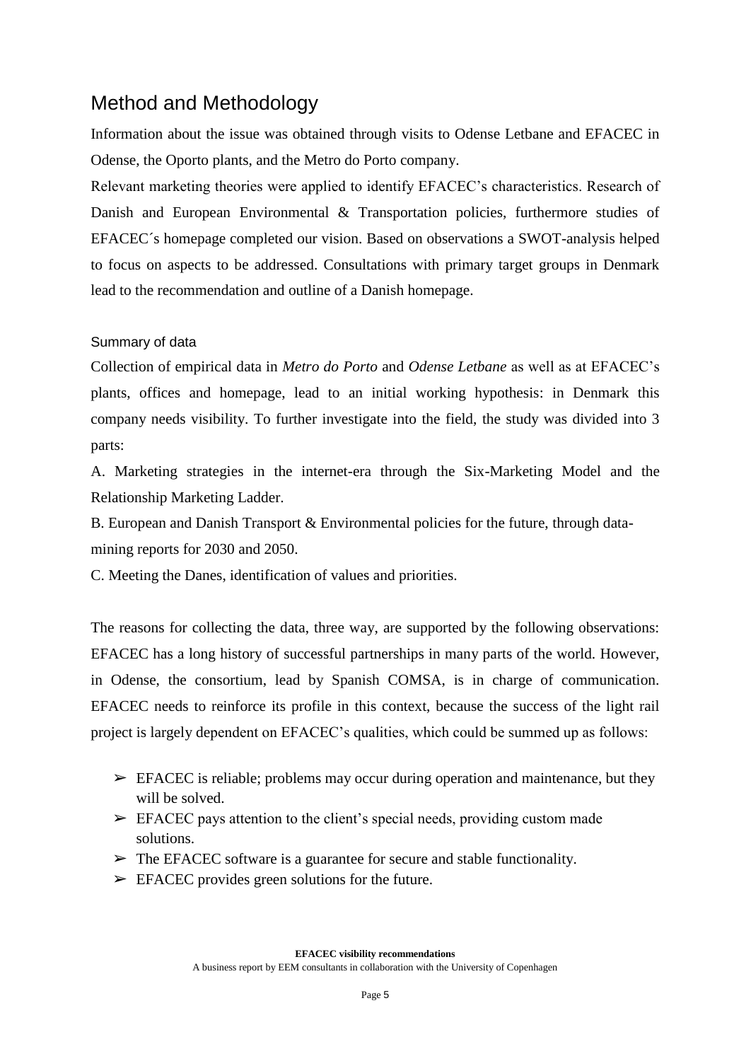## Method and Methodology

Information about the issue was obtained through visits to Odense Letbane and EFACEC in Odense, the Oporto plants, and the Metro do Porto company.

Relevant marketing theories were applied to identify EFACEC's characteristics. Research of Danish and European Environmental & Transportation policies, furthermore studies of EFACEC´s homepage completed our vision. Based on observations a SWOT-analysis helped to focus on aspects to be addressed. Consultations with primary target groups in Denmark lead to the recommendation and outline of a Danish homepage.

### Summary of data

Collection of empirical data in *Metro do Porto* and *Odense Letbane* as well as at EFACEC's plants, offices and homepage, lead to an initial working hypothesis: in Denmark this company needs visibility. To further investigate into the field, the study was divided into 3 parts:

A. Marketing strategies in the internet-era through the Six-Marketing Model and the Relationship Marketing Ladder.

B. European and Danish Transport & Environmental policies for the future, through data-mining reports for 2030 and 2050.

C. Meeting the Danes, identification of values and priorities.

The reasons for collecting the data, three way, are supported by the following observations: EFACEC has a long history of successful partnerships in many parts of the world. However, in Odense, the consortium, lead by Spanish COMSA, is in charge of communication. EFACEC needs to reinforce its profile in this context, because the success of the light rail project is largely dependent on EFACEC's qualities, which could be summed up as follows:

- ➢ EFACEC is reliable; problems may occur during operation and maintenance, but they will be solved.
- ➢ EFACEC pays attention to the client's special needs, providing custom made solutions.
- ➢ The EFACEC software is a guarantee for secure and stable functionality.
- ➢ EFACEC provides green solutions for the future.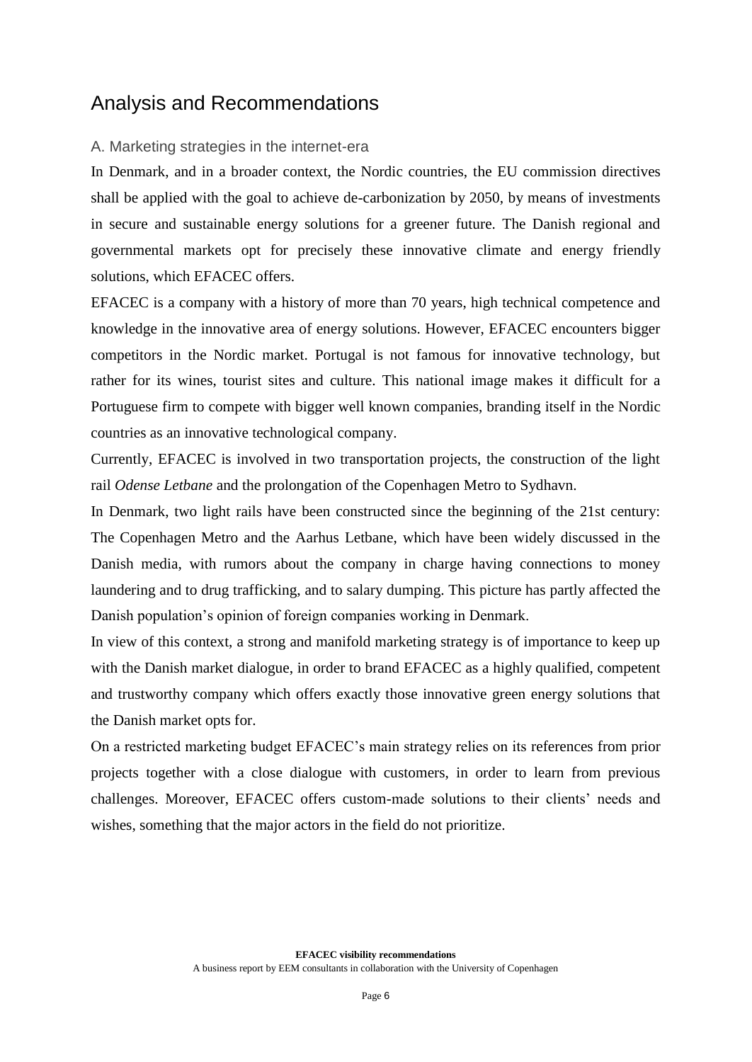# Analysis and Recommendations

## A. Marketing strategies in the internet-era

In Denmark, and in a broader context, the Nordic countries, the EU commission directives shall be applied with the goal to achieve de-carbonization by 2050, by means of investments in secure and sustainable energy solutions for a greener future. The Danish regional and governmental markets opt for precisely these innovative climate and energy friendly solutions, which EFACEC offers.

EFACEC is a company with a history of more than 70 years, high technical competence and knowledge in the innovative area of energy solutions. However, EFACEC encounters bigger competitors in the Nordic market. Portugal is not famous for innovative technology, but rather for its wines, tourist sites and culture. This national image makes it difficult for a Portuguese firm to compete with bigger well known companies, branding itself in the Nordic countries as an innovative technological company.

Currently, EFACEC is involved in two transportation projects, the construction of the light rail *Odense Letbane* and the prolongation of the Copenhagen Metro to Sydhavn.

In Denmark, two light rails have been constructed since the beginning of the 21st century: The Copenhagen Metro and the Aarhus Letbane, which have been widely discussed in the Danish media, with rumors about the company in charge having connections to money laundering and to drug trafficking, and to salary dumping. This picture has partly affected the Danish population's opinion of foreign companies working in Denmark.

In view of this context, a strong and manifold marketing strategy is of importance to keep up with the Danish market dialogue, in order to brand EFACEC as a highly qualified, competent and trustworthy company which offers exactly those innovative green energy solutions that the Danish market opts for.

On a restricted marketing budget EFACEC's main strategy relies on its references from prior projects together with a close dialogue with customers, in order to learn from previous challenges. Moreover, EFACEC offers custom-made solutions to their clients' needs and wishes, something that the major actors in the field do not prioritize.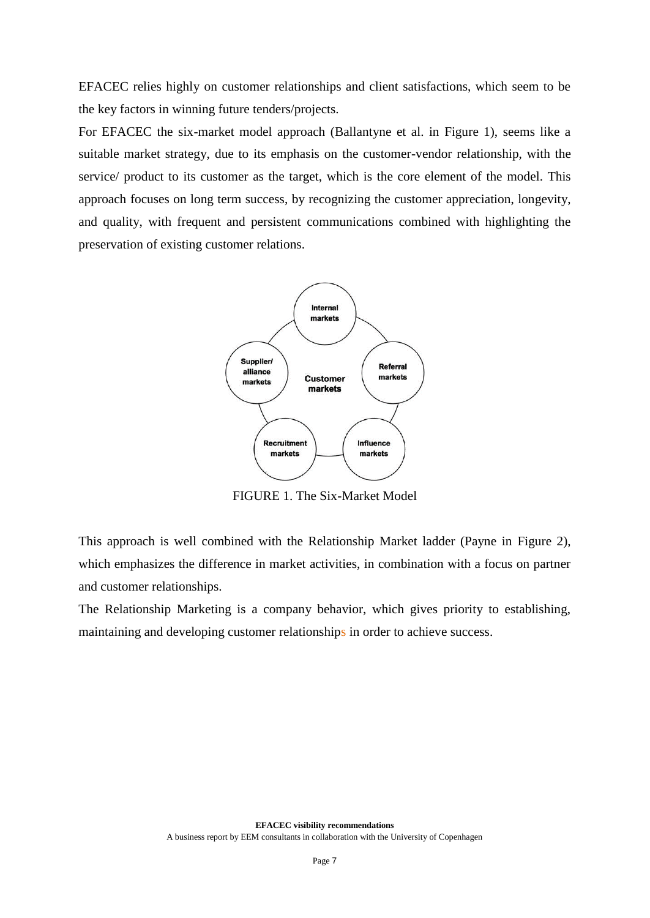EFACEC relies highly on customer relationships and client satisfactions, which seem to be the key factors in winning future tenders/projects.

For EFACEC the six-market model approach (Ballantyne et al. in Figure 1), seems like a suitable market strategy, due to its emphasis on the customer-vendor relationship, with the service/ product to its customer as the target, which is the core element of the model. This approach focuses on long term success, by recognizing the customer appreciation, longevity, and quality, with frequent and persistent communications combined with highlighting the preservation of existing customer relations.

FIGURE 1. The Six-Market Model

This approach is well combined with the Relationship Market ladder (Payne in Figure 2), which emphasizes the difference in market activities, in combination with a focus on partner and customer relationships.

The Relationship Marketing is a company behavior, which gives priority to establishing, maintaining and developing customer relationships in order to achieve success.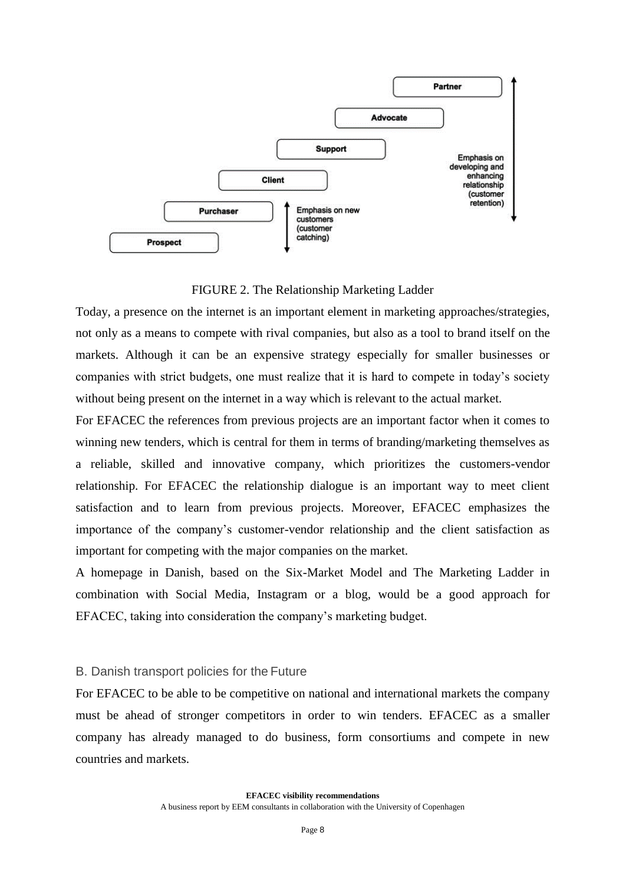FIGURE 2. The Relationship Marketing Ladder

Today, a presence on the internet is an important element in marketing approaches/strategies, not only as a means to compete with rival companies, but also as a tool to brand itself on the markets. Although it can be an expensive strategy especially for smaller businesses or companies with strict budgets, one must realize that it is hard to compete in today's society without being present on the internet in a way which is relevant to the actual market.

For EFACEC the references from previous projects are an important factor when it comes to winning new tenders, which is central for them in terms of branding/marketing themselves as a reliable, skilled and innovative company, which prioritizes the customers-vendor relationship. For EFACEC the relationship dialogue is an important way to meet client satisfaction and to learn from previous projects. Moreover, EFACEC emphasizes the importance of the company's customer-vendor relationship and the client satisfaction as important for competing with the major companies on the market.

A homepage in Danish, based on the Six-Market Model and The Marketing Ladder in combination with Social Media, Instagram or a blog, would be a good approach for EFACEC, taking into consideration the company's marketing budget.

## B. Danish transport policies for the Future

For EFACEC to be able to be competitive on national and international markets the company must be ahead of stronger competitors in order to win tenders. EFACEC as a smaller company has already managed to do business, form consortiums and compete in new countries and markets.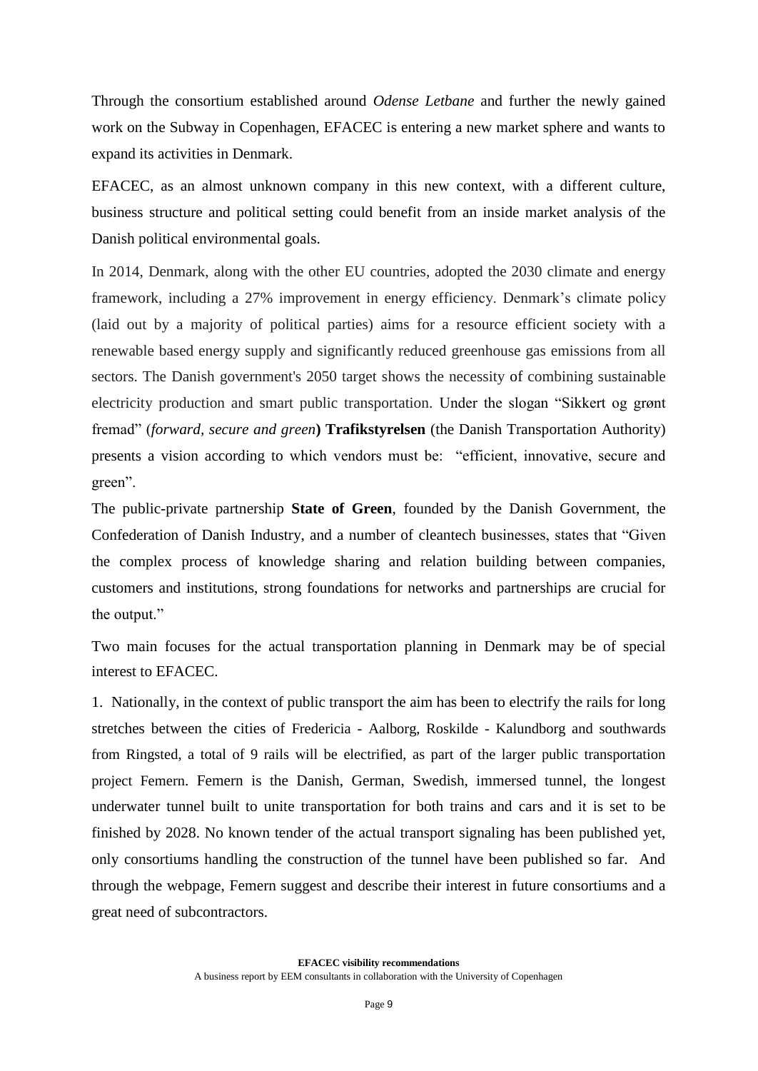Through the consortium established around *Odense Letbane* and further the newly gained work on the Subway in Copenhagen, EFACEC is entering a new market sphere and wants to expand its activities in Denmark.

EFACEC, as an almost unknown company in this new context, with a different culture, business structure and political setting could benefit from an inside market analysis of the Danish political environmental goals.

In 2014, Denmark, along with the other EU countries, adopted the 2030 climate and energy framework, including a 27% improvement in energy efficiency. Denmark's climate policy (laid out by a majority of political parties) aims for a resource efficient society with a renewable based energy supply and significantly reduced greenhouse gas emissions from all sectors. The Danish government's 2050 target shows the necessity of combining sustainable electricity production and smart public transportation. Under the slogan "Sikkert og grønt fremad" (*forward, secure and green*) **Trafikstyrelsen** (the Danish Transportation Authority) presents a vision according to which vendors must be: "efficient, innovative, secure and green".

The public-private partnership **State of Green**, founded by the Danish Government, the Confederation of Danish Industry, and a number of cleantech businesses, states that "Given the complex process of knowledge sharing and relation building between companies, customers and institutions, strong foundations for networks and partnerships are crucial for the output."

Two main focuses for the actual transportation planning in Denmark may be of special interest to EFACEC.

1. Nationally, in the context of public transport the aim has been to electrify the rails for long stretches between the cities of Fredericia - Aalborg, Roskilde - Kalundborg and southwards from Ringsted, a total of 9 rails will be electrified, as part of the larger public transportation project Femern. Femern is the Danish, German, Swedish, immersed tunnel, the longest underwater tunnel built to unite transportation for both trains and cars and it is set to be finished by 2028. No known tender of the actual transport signaling has been published yet, only consortiums handling the construction of the tunnel have been published so far. And through the webpage, Femern suggest and describe their interest in future consortiums and a great need of subcontractors.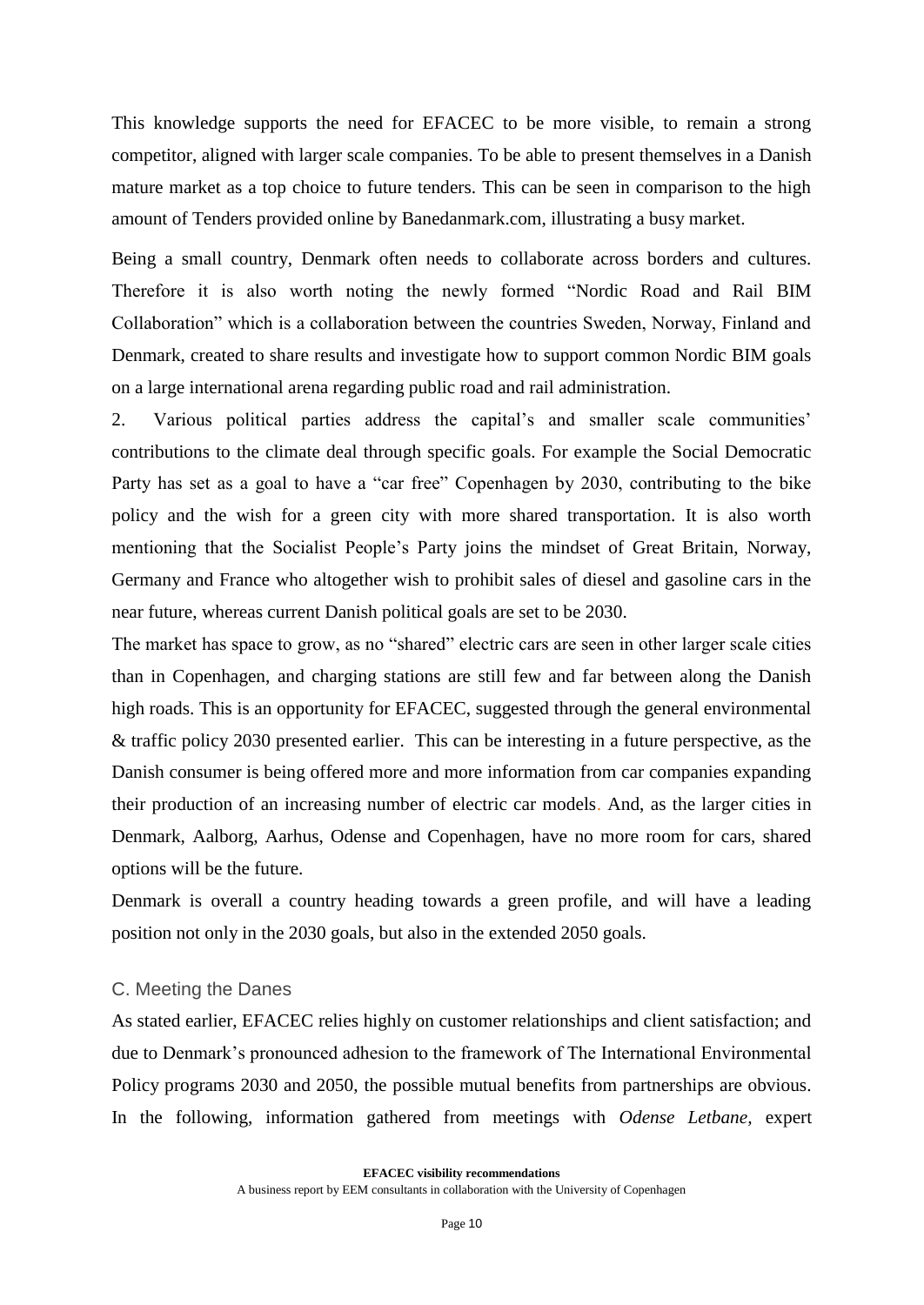This knowledge supports the need for EFACEC to be more visible, to remain a strong competitor, aligned with larger scale companies. To be able to present themselves in a Danish mature market as a top choice to future tenders. This can be seen in comparison to the high amount of Tenders provided online by Banedanmark.com, illustrating a busy market.

Being a small country, Denmark often needs to collaborate across borders and cultures. Therefore it is also worth noting the newly formed "Nordic Road and Rail BIM Collaboration" which is a collaboration between the countries Sweden, Norway, Finland and Denmark, created to share results and investigate how to support common Nordic BIM goals on a large international arena regarding public road and rail administration.

2. Various political parties address the capital's and smaller scale communities' contributions to the climate deal through specific goals. For example the Social Democratic Party has set as a goal to have a "car free" Copenhagen by 2030, contributing to the bike policy and the wish for a green city with more shared transportation. It is also worth mentioning that the Socialist People's Party joins the mindset of Great Britain, Norway, Germany and France who altogether wish to prohibit sales of diesel and gasoline cars in the near future, whereas current Danish political goals are set to be 2030.

The market has space to grow, as no "shared" electric cars are seen in other larger scale cities than in Copenhagen, and charging stations are still few and far between along the Danish high roads. This is an opportunity for EFACEC, suggested through the general environmental & traffic policy 2030 presented earlier. This can be interesting in a future perspective, as the Danish consumer is being offered more and more information from car companies expanding their production of an increasing number of electric car models. And, as the larger cities in Denmark, Aalborg, Aarhus, Odense and Copenhagen, have no more room for cars, shared options will be the future.

Denmark is overall a country heading towards a green profile, and will have a leading position not only in the 2030 goals, but also in the extended 2050 goals.

## C. Meeting the Danes

As stated earlier, EFACEC relies highly on customer relationships and client satisfaction; and due to Denmark's pronounced adhesion to the framework of The International Environmental Policy programs 2030 and 2050, the possible mutual benefits from partnerships are obvious. In the following, information gathered from meetings with *Odense Letbane*, expert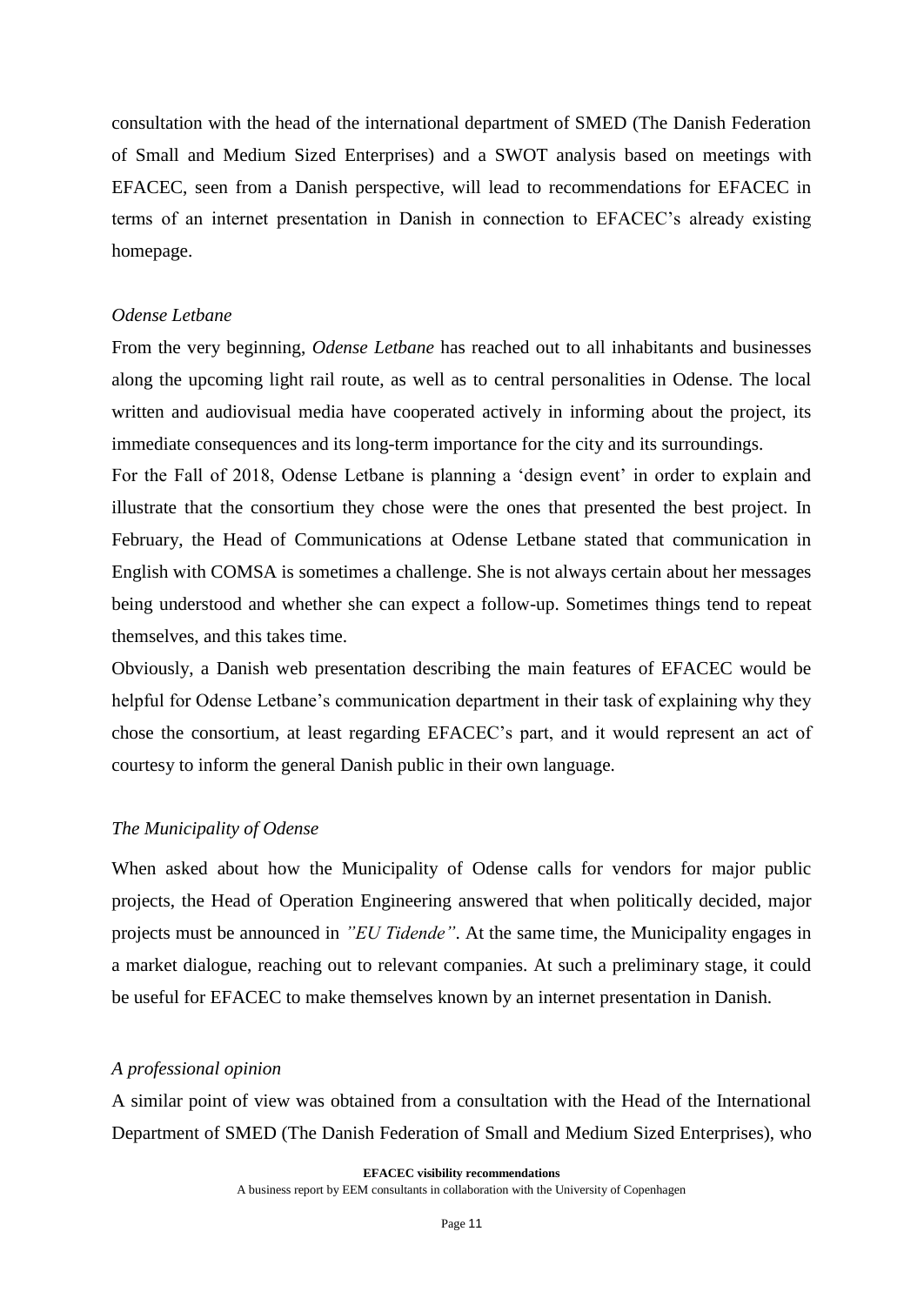consultation with the head of the international department of SMED (The Danish Federation of Small and Medium Sized Enterprises) and a SWOT analysis based on meetings with EFACEC, seen from a Danish perspective, will lead to recommendations for EFACEC in terms of an internet presentation in Danish in connection to EFACEC's already existing homepage.

*Odense Letbane*

From the very beginning, *Odense Letbane* has reached out to all inhabitants and businesses along the upcoming light rail route, as well as to central personalities in Odense. The local written and audiovisual media have cooperated actively in informing about the project, its immediate consequences and its long-term importance for the city and its surroundings.

For the Fall of 2018, Odense Letbane is planning a 'design event' in order to explain and illustrate that the consortium they chose were the ones that presented the best project. In February, the Head of Communications at Odense Letbane stated that communication in English with COMSA is sometimes a challenge. She is not always certain about her messages being understood and whether she can expect a follow-up. Sometimes things tend to repeat themselves, and this takes time.

Obviously, a Danish web presentation describing the main features of EFACEC would be helpful for Odense Letbane's communication department in their task of explaining why they chose the consortium, at least regarding EFACEC's part, and it would represent an act of courtesy to inform the general Danish public in their own language.

*The Municipality of Odense*

When asked about how the Municipality of Odense calls for vendors for major public projects, the Head of Operation Engineering answered that when politically decided, major projects must be announced in *"EU Tidende"*. At the same time, the Municipality engages in a market dialogue, reaching out to relevant companies. At such a preliminary stage, it could be useful for EFACEC to make themselves known by an internet presentation in Danish.

*A professional opinion*

A similar point of view was obtained from a consultation with the Head of the International Department of SMED (The Danish Federation of Small and Medium Sized Enterprises), who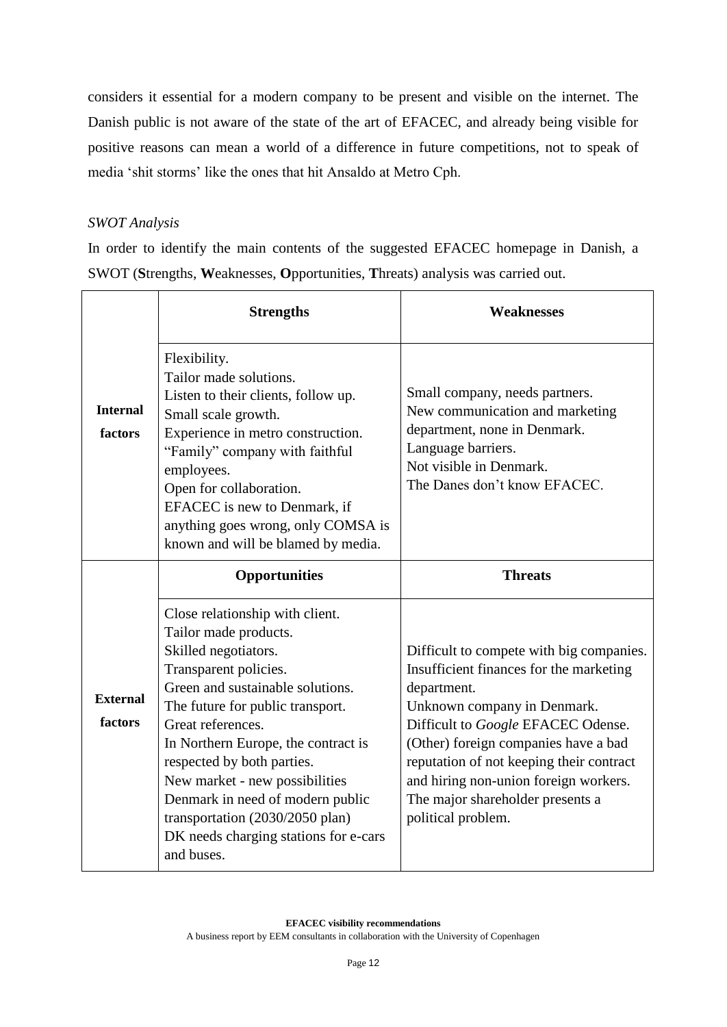considers it essential for a modern company to be present and visible on the internet. The Danish public is not aware of the state of the art of EFACEC, and already being visible for positive reasons can mean a world of a difference in future competitions, not to speak of media 'shit storms' like the ones that hit Ansaldo at Metro Cph.

*SWOT Analysis*

In order to identify the main contents of the suggested EFACEC homepage in Danish, a SWOT (**S**trengths, **W**eaknesses, **O**pportunities, **T**hreats) analysis was carried out.

| | **Strengths** | **Weaknesses** |
|---|---|---|
| **Internal factors** | Flexibility.<br>Tailor made solutions.<br>Listen to their clients, follow up.<br>Small scale growth.<br>Experience in metro construction.<br>"Family" company with faithful employees.<br>Open for collaboration.<br>EFACEC is new to Denmark, if anything goes wrong, only COMSA is known and will be blamed by media. | Small company, needs partners.<br>New communication and marketing department, none in Denmark.<br>Language barriers.<br>Not visible in Denmark.<br>The Danes don't know EFACEC. |
| | **Opportunities** | **Threats** |
| **External factors** | Close relationship with client.<br>Tailor made products.<br>Skilled negotiators.<br>Transparent policies.<br>Green and sustainable solutions.<br>The future for public transport.<br>Great references.<br>In Northern Europe, the contract is respected by both parties.<br>New market - new possibilities<br>Denmark in need of modern public transportation (2030/2050 plan)<br>DK needs charging stations for e-cars and buses. | Difficult to compete with big companies.<br>Insufficient finances for the marketing department.<br>Unknown company in Denmark.<br>Difficult to *Google* EFACEC Odense.<br>(Other) foreign companies have a bad reputation of not keeping their contract and hiring non-union foreign workers.<br>The major shareholder presents a political problem. |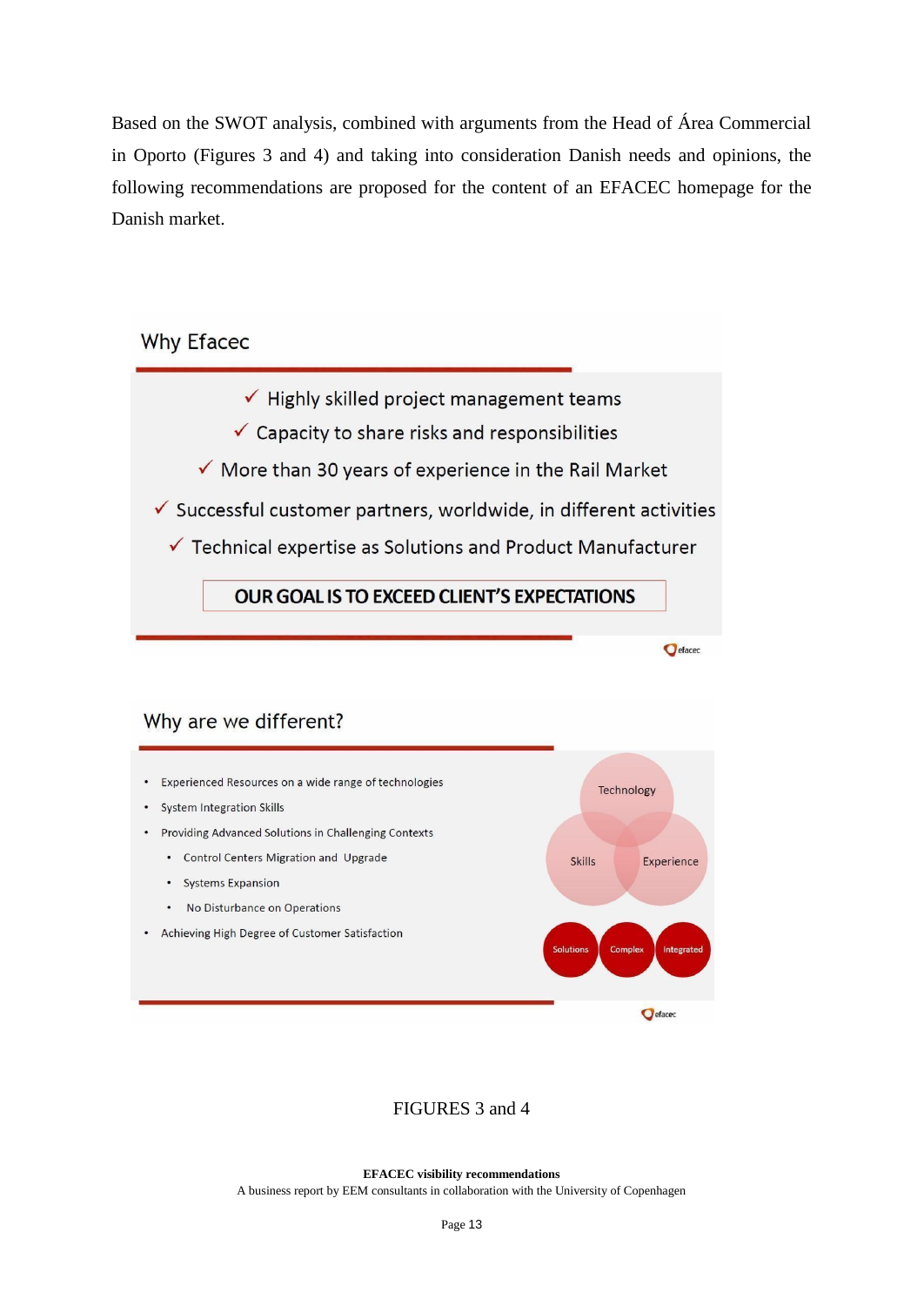Based on the SWOT analysis, combined with arguments from the Head of Área Commercial in Oporto (Figures 3 and 4) and taking into consideration Danish needs and opinions, the following recommendations are proposed for the content of an EFACEC homepage for the Danish market.

## Why Efacec

- ✓ Highly skilled project management teams
- ✓ Capacity to share risks and responsibilities
- ✓ More than 30 years of experience in the Rail Market
- ✓ Successful customer partners, worldwide, in different activities
- ✓ Technical expertise as Solutions and Product Manufacturer

**OUR GOAL IS TO EXCEED CLIENT'S EXPECTATIONS**

efacec

## Why are we different?

- Experienced Resources on a wide range of technologies
- System Integration Skills
- Providing Advanced Solutions in Challenging Contexts
  - Control Centers Migration and Upgrade
  - Systems Expansion
  - No Disturbance on Operations
- Achieving High Degree of Customer Satisfaction

Technology, Skills, Experience

Solutions, Complex, Integrated

efacec

FIGURES 3 and 4

**EFACEC visibility recommendations**
A business report by EEM consultants in collaboration with the University of Copenhagen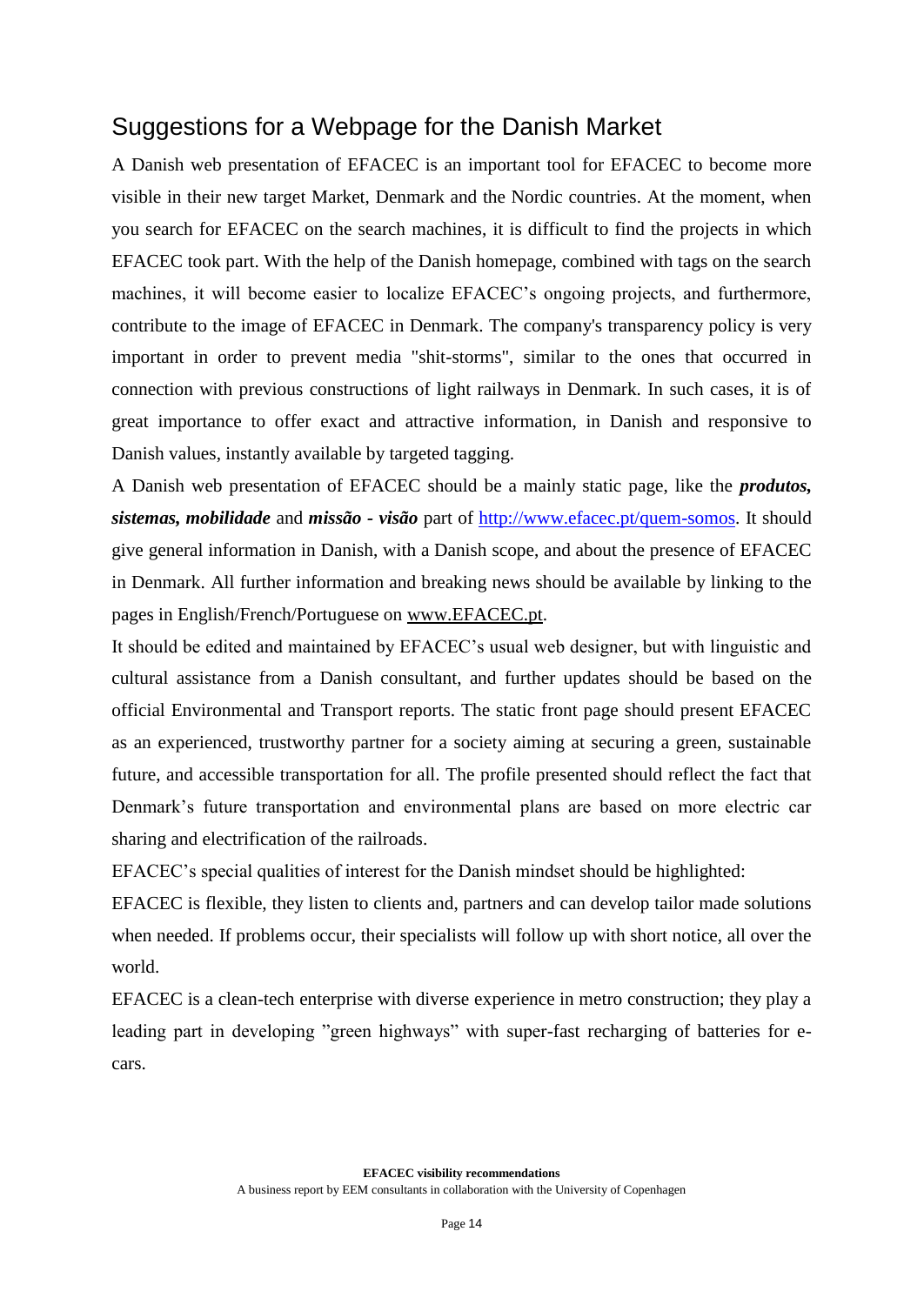## Suggestions for a Webpage for the Danish Market

A Danish web presentation of EFACEC is an important tool for EFACEC to become more visible in their new target Market, Denmark and the Nordic countries. At the moment, when you search for EFACEC on the search machines, it is difficult to find the projects in which EFACEC took part. With the help of the Danish homepage, combined with tags on the search machines, it will become easier to localize EFACEC's ongoing projects, and furthermore, contribute to the image of EFACEC in Denmark. The company's transparency policy is very important in order to prevent media "shit-storms", similar to the ones that occurred in connection with previous constructions of light railways in Denmark. In such cases, it is of great importance to offer exact and attractive information, in Danish and responsive to Danish values, instantly available by targeted tagging.

A Danish web presentation of EFACEC should be a mainly static page, like the ***produtos, sistemas, mobilidade*** and ***missão - visão*** part of http://www.efacec.pt/quem-somos. It should give general information in Danish, with a Danish scope, and about the presence of EFACEC in Denmark. All further information and breaking news should be available by linking to the pages in English/French/Portuguese on www.EFACEC.pt.

It should be edited and maintained by EFACEC's usual web designer, but with linguistic and cultural assistance from a Danish consultant, and further updates should be based on the official Environmental and Transport reports. The static front page should present EFACEC as an experienced, trustworthy partner for a society aiming at securing a green, sustainable future, and accessible transportation for all. The profile presented should reflect the fact that Denmark's future transportation and environmental plans are based on more electric car sharing and electrification of the railroads.

EFACEC's special qualities of interest for the Danish mindset should be highlighted:

EFACEC is flexible, they listen to clients and, partners and can develop tailor made solutions when needed. If problems occur, their specialists will follow up with short notice, all over the world.

EFACEC is a clean-tech enterprise with diverse experience in metro construction; they play a leading part in developing "green highways" with super-fast recharging of batteries for e-cars.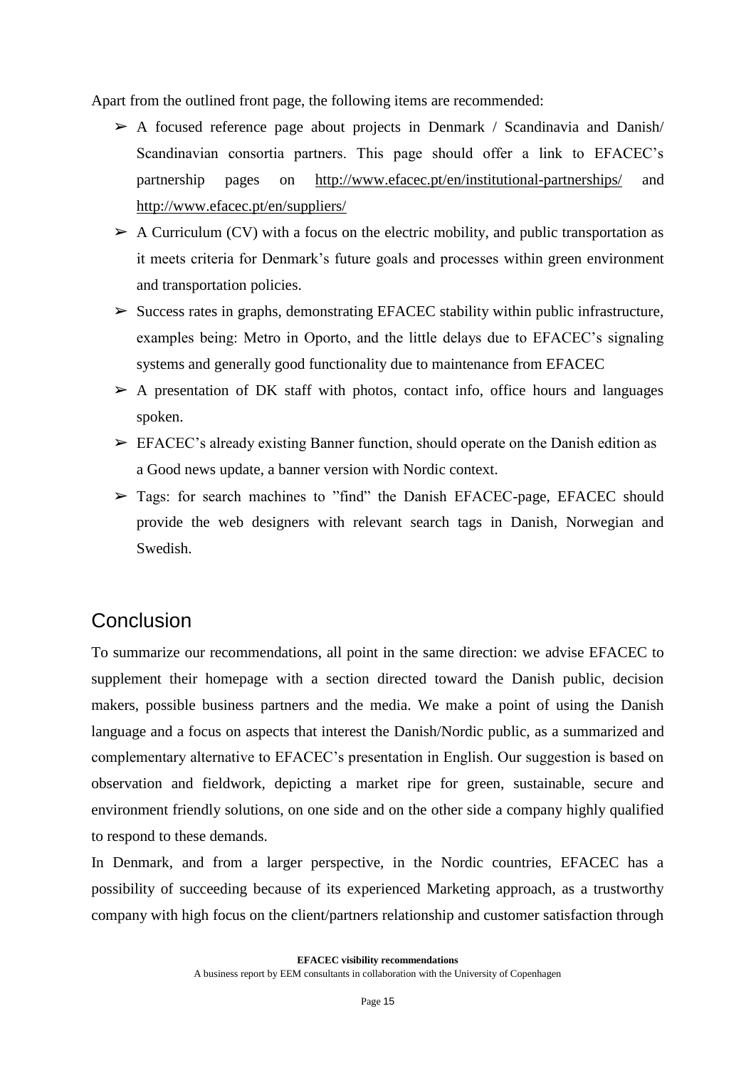Apart from the outlined front page, the following items are recommended:

- A focused reference page about projects in Denmark / Scandinavia and Danish/ Scandinavian consortia partners. This page should offer a link to EFACEC's partnership pages on http://www.efacec.pt/en/institutional-partnerships/ and http://www.efacec.pt/en/suppliers/
- A Curriculum (CV) with a focus on the electric mobility, and public transportation as it meets criteria for Denmark's future goals and processes within green environment and transportation policies.
- Success rates in graphs, demonstrating EFACEC stability within public infrastructure, examples being: Metro in Oporto, and the little delays due to EFACEC's signaling systems and generally good functionality due to maintenance from EFACEC
- A presentation of DK staff with photos, contact info, office hours and languages spoken.
- EFACEC's already existing Banner function, should operate on the Danish edition as a Good news update, a banner version with Nordic context.
- Tags: for search machines to "find" the Danish EFACEC-page, EFACEC should provide the web designers with relevant search tags in Danish, Norwegian and Swedish.

## Conclusion

To summarize our recommendations, all point in the same direction: we advise EFACEC to supplement their homepage with a section directed toward the Danish public, decision makers, possible business partners and the media. We make a point of using the Danish language and a focus on aspects that interest the Danish/Nordic public, as a summarized and complementary alternative to EFACEC's presentation in English. Our suggestion is based on observation and fieldwork, depicting a market ripe for green, sustainable, secure and environment friendly solutions, on one side and on the other side a company highly qualified to respond to these demands.

In Denmark, and from a larger perspective, in the Nordic countries, EFACEC has a possibility of succeeding because of its experienced Marketing approach, as a trustworthy company with high focus on the client/partners relationship and customer satisfaction through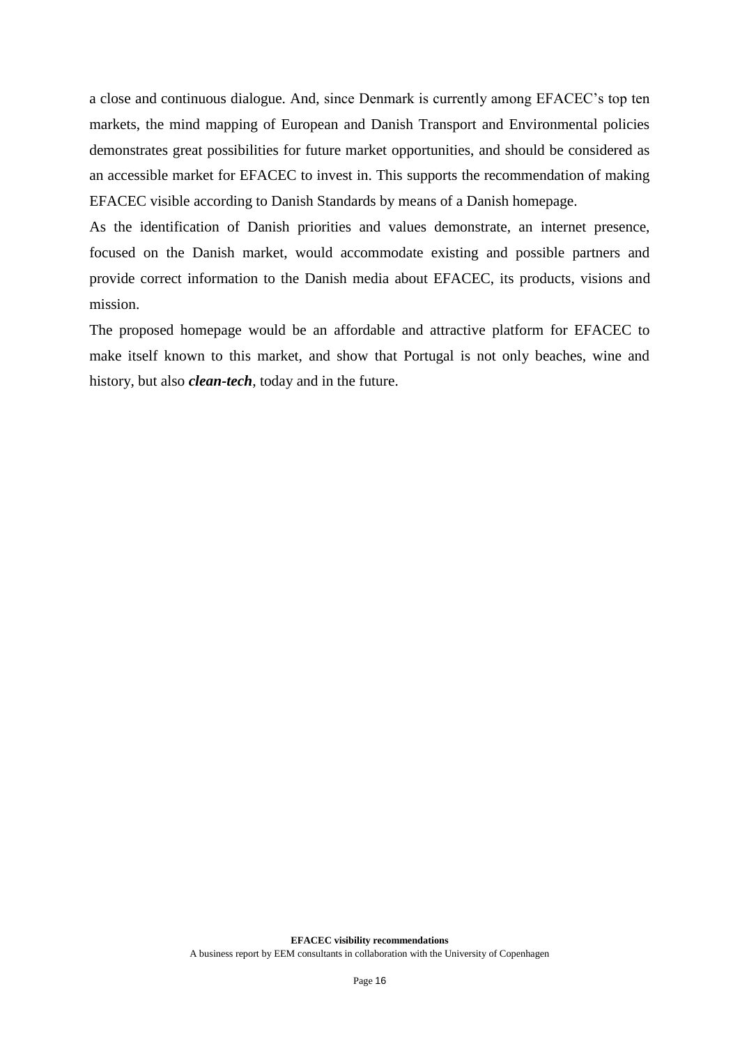a close and continuous dialogue. And, since Denmark is currently among EFACEC's top ten markets, the mind mapping of European and Danish Transport and Environmental policies demonstrates great possibilities for future market opportunities, and should be considered as an accessible market for EFACEC to invest in. This supports the recommendation of making EFACEC visible according to Danish Standards by means of a Danish homepage.

As the identification of Danish priorities and values demonstrate, an internet presence, focused on the Danish market, would accommodate existing and possible partners and provide correct information to the Danish media about EFACEC, its products, visions and mission.

The proposed homepage would be an affordable and attractive platform for EFACEC to make itself known to this market, and show that Portugal is not only beaches, wine and history, but also ***clean-tech***, today and in the future.